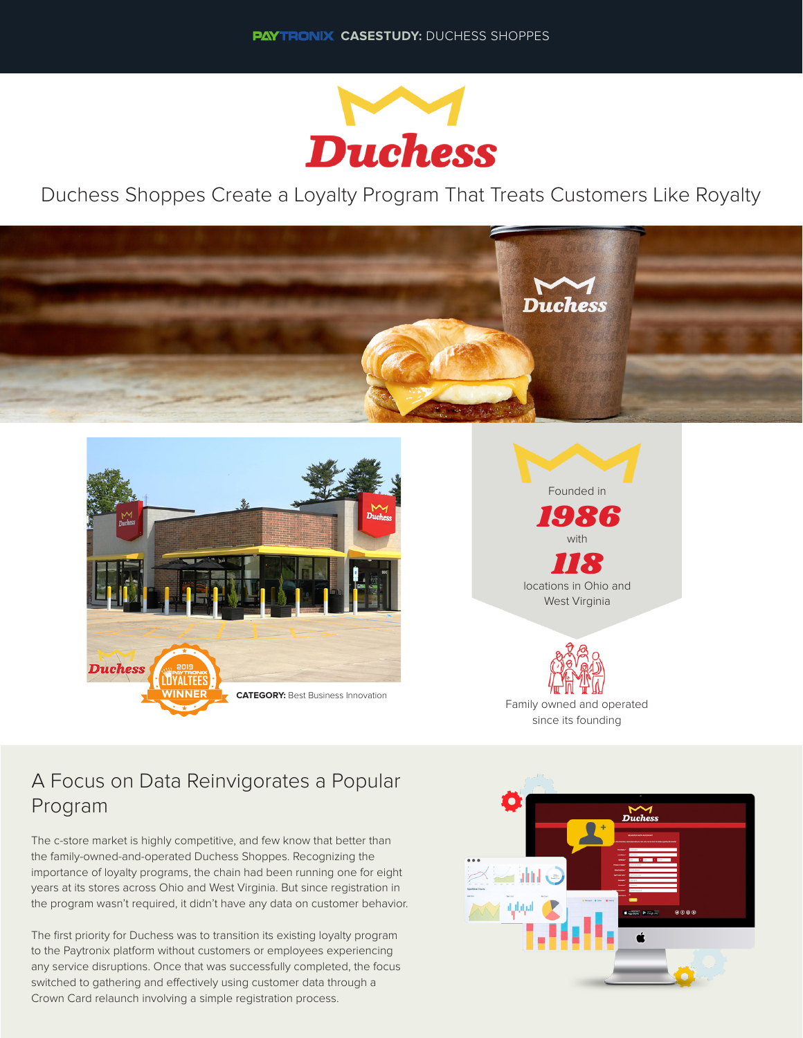PAYTRONIX **CASESTUDY:** DUCHESS SHOPPES

# Duchess

## Duchess Shoppes Create a Loyalty Program That Treats Customers Like Royalty

Founded in **1986** with **118** locations in Ohio and West Virginia

Family owned and operated since its founding

2019 PAYTRONIX LOYALTEES WINNER

**CATEGORY:** Best Business Innovation

## A Focus on Data Reinvigorates a Popular Program

The c-store market is highly competitive, and few know that better than the family-owned-and-operated Duchess Shoppes. Recognizing the importance of loyalty programs, the chain had been running one for eight years at its stores across Ohio and West Virginia. But since registration in the program wasn't required, it didn't have any data on customer behavior.

The first priority for Duchess was to transition its existing loyalty program to the Paytronix platform without customers or employees experiencing any service disruptions. Once that was successfully completed, the focus switched to gathering and effectively using customer data through a Crown Card relaunch involving a simple registration process.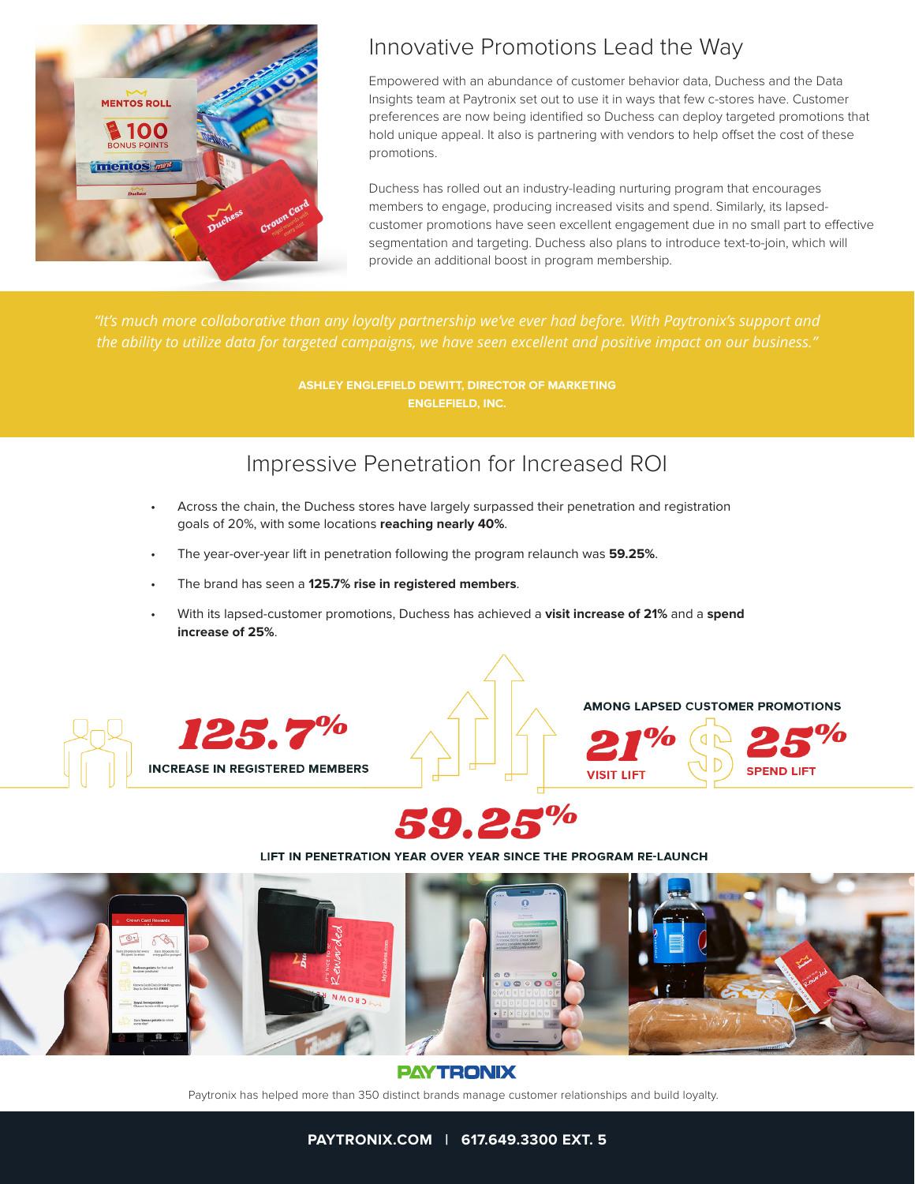## Innovative Promotions Lead the Way

Empowered with an abundance of customer behavior data, Duchess and the Data Insights team at Paytronix set out to use it in ways that few c-stores have. Customer preferences are now being identified so Duchess can deploy targeted promotions that hold unique appeal. It also is partnering with vendors to help offset the cost of these promotions.

Duchess has rolled out an industry-leading nurturing program that encourages members to engage, producing increased visits and spend. Similarly, its lapsed-customer promotions have seen excellent engagement due in no small part to effective segmentation and targeting. Duchess also plans to introduce text-to-join, which will provide an additional boost in program membership.

*"It's much more collaborative than any loyalty partnership we've ever had before. With Paytronix's support and the ability to utilize data for targeted campaigns, we have seen excellent and positive impact on our business."*

**ASHLEY ENGLEFIELD DEWITT, DIRECTOR OF MARKETING**
**ENGLEFIELD, INC.**

## Impressive Penetration for Increased ROI

- Across the chain, the Duchess stores have largely surpassed their penetration and registration goals of 20%, with some locations **reaching nearly 40%**.
- The year-over-year lift in penetration following the program relaunch was **59.25%**.
- The brand has seen a **125.7% rise in registered members**.
- With its lapsed-customer promotions, Duchess has achieved a **visit increase of 21%** and a **spend increase of 25%**.

**125.7%**
**INCREASE IN REGISTERED MEMBERS**

**AMONG LAPSED CUSTOMER PROMOTIONS**

**21%**
**VISIT LIFT**

**25%**
**SPEND LIFT**

**59.25%**
**LIFT IN PENETRATION YEAR OVER YEAR SINCE THE PROGRAM RE-LAUNCH**

**PAYTRONIX**

Paytronix has helped more than 350 distinct brands manage customer relationships and build loyalty.

**PAYTRONIX.COM | 617.649.3300 EXT. 5**